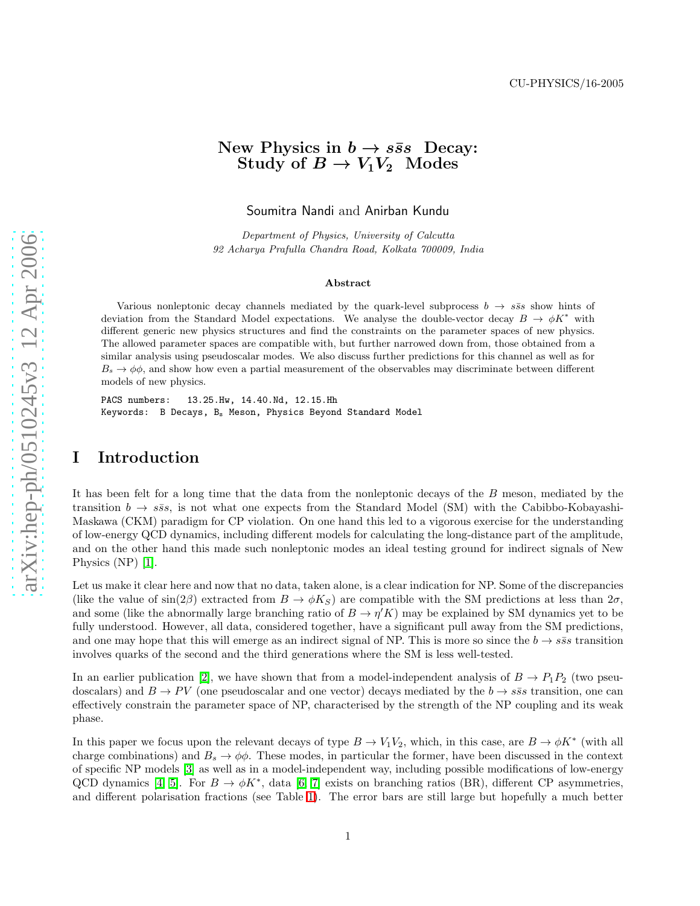CU-PHYSICS/16-2005

# New Physics in $b \to s\bar{s}s$ Decay: Study of $B \to V_1V_2$ Modes

Soumitra Nandi and Anirban Kundu

*Department of Physics, University of Calcutta*
*92 Acharya Prafulla Chandra Road, Kolkata 700009, India*

### Abstract

Various nonleptonic decay channels mediated by the quark-level subprocess $b \to s\bar{s}s$ show hints of deviation from the Standard Model expectations. We analyse the double-vector decay $B \to \phi K^*$ with different generic new physics structures and find the constraints on the parameter spaces of new physics. The allowed parameter spaces are compatible with, but further narrowed down from, those obtained from a similar analysis using pseudoscalar modes. We also discuss further predictions for this channel as well as for $B_s \to \phi\phi$, and show how even a partial measurement of the observables may discriminate between different models of new physics.

PACS numbers: 13.25.Hw, 14.40.Nd, 12.15.Hh
Keywords: B Decays, $B_s$ Meson, Physics Beyond Standard Model

## I Introduction

It has been felt for a long time that the data from the nonleptonic decays of the $B$ meson, mediated by the transition $b \to s\bar{s}s$, is not what one expects from the Standard Model (SM) with the Cabibbo-Kobayashi-Maskawa (CKM) paradigm for CP violation. On one hand this led to a vigorous exercise for the understanding of low-energy QCD dynamics, including different models for calculating the long-distance part of the amplitude, and on the other hand this made such nonleptonic modes an ideal testing ground for indirect signals of New Physics (NP) [1].

Let us make it clear here and now that no data, taken alone, is a clear indication for NP. Some of the discrepancies (like the value of $\sin(2\beta)$ extracted from $B \to \phi K_S$) are compatible with the SM predictions at less than $2\sigma$, and some (like the abnormally large branching ratio of $B \to \eta' K$) may be explained by SM dynamics yet to be fully understood. However, all data, considered together, have a significant pull away from the SM predictions, and one may hope that this will emerge as an indirect signal of NP. This is more so since the $b \to s\bar{s}s$ transition involves quarks of the second and the third generations where the SM is less well-tested.

In an earlier publication [2], we have shown that from a model-independent analysis of $B \to P_1P_2$ (two pseudoscalars) and $B \to PV$ (one pseudoscalar and one vector) decays mediated by the $b \to s\bar{s}s$ transition, one can effectively constrain the parameter space of NP, characterised by the strength of the NP coupling and its weak phase.

In this paper we focus upon the relevant decays of type $B \to V_1V_2$, which, in this case, are $B \to \phi K^*$ (with all charge combinations) and $B_s \to \phi\phi$. These modes, in particular the former, have been discussed in the context of specific NP models [3] as well as in a model-independent way, including possible modifications of low-energy QCD dynamics [4, 5]. For $B \to \phi K^*$, data [6, 7] exists on branching ratios (BR), different CP asymmetries, and different polarisation fractions (see Table 1). The error bars are still large but hopefully a much better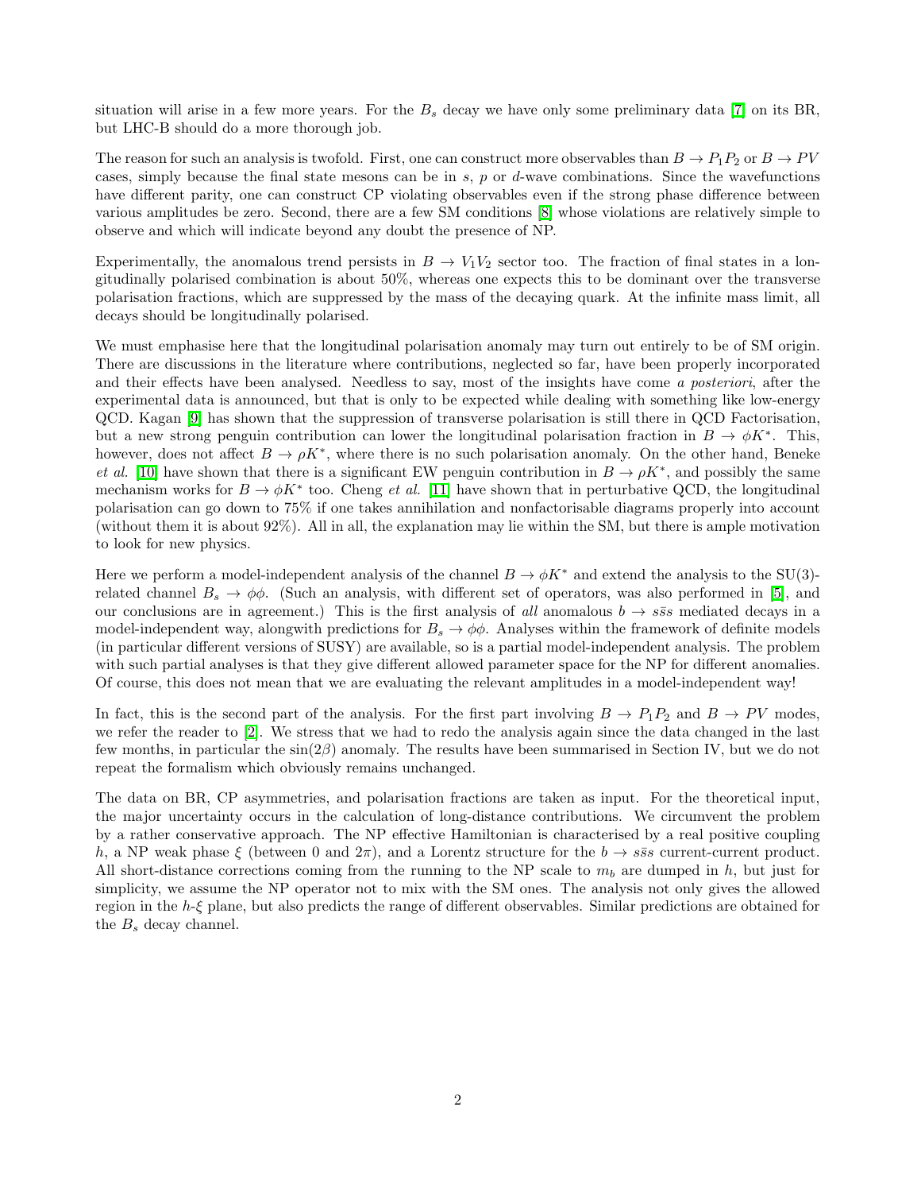situation will arise in a few more years. For the $B_s$ decay we have only some preliminary data [7] on its BR, but LHC-B should do a more thorough job.

The reason for such an analysis is twofold. First, one can construct more observables than $B \to P_1P_2$ or $B \to PV$ cases, simply because the final state mesons can be in $s$, $p$ or $d$-wave combinations. Since the wavefunctions have different parity, one can construct CP violating observables even if the strong phase difference between various amplitudes be zero. Second, there are a few SM conditions [8] whose violations are relatively simple to observe and which will indicate beyond any doubt the presence of NP.

Experimentally, the anomalous trend persists in $B \to V_1V_2$ sector too. The fraction of final states in a longitudinally polarised combination is about 50%, whereas one expects this to be dominant over the transverse polarisation fractions, which are suppressed by the mass of the decaying quark. At the infinite mass limit, all decays should be longitudinally polarised.

We must emphasise here that the longitudinal polarisation anomaly may turn out entirely to be of SM origin. There are discussions in the literature where contributions, neglected so far, have been properly incorporated and their effects have been analysed. Needless to say, most of the insights have come *a posteriori*, after the experimental data is announced, but that is only to be expected while dealing with something like low-energy QCD. Kagan [9] has shown that the suppression of transverse polarisation is still there in QCD Factorisation, but a new strong penguin contribution can lower the longitudinal polarisation fraction in $B \to \phi K^*$. This, however, does not affect $B \to \rho K^*$, where there is no such polarisation anomaly. On the other hand, Beneke *et al.* [10] have shown that there is a significant EW penguin contribution in $B \to \rho K^*$, and possibly the same mechanism works for $B \to \phi K^*$ too. Cheng *et al.* [11] have shown that in perturbative QCD, the longitudinal polarisation can go down to 75% if one takes annihilation and nonfactorisable diagrams properly into account (without them it is about 92%). All in all, the explanation may lie within the SM, but there is ample motivation to look for new physics.

Here we perform a model-independent analysis of the channel $B \to \phi K^*$ and extend the analysis to the SU(3)-related channel $B_s \to \phi\phi$. (Such an analysis, with different set of operators, was also performed in [5], and our conclusions are in agreement.) This is the first analysis of *all* anomalous $b \to s\bar{s}s$ mediated decays in a model-independent way, alongwith predictions for $B_s \to \phi\phi$. Analyses within the framework of definite models (in particular different versions of SUSY) are available, so is a partial model-independent analysis. The problem with such partial analyses is that they give different allowed parameter space for the NP for different anomalies. Of course, this does not mean that we are evaluating the relevant amplitudes in a model-independent way!

In fact, this is the second part of the analysis. For the first part involving $B \to P_1P_2$ and $B \to PV$ modes, we refer the reader to [2]. We stress that we had to redo the analysis again since the data changed in the last few months, in particular the $\sin(2\beta)$ anomaly. The results have been summarised in Section IV, but we do not repeat the formalism which obviously remains unchanged.

The data on BR, CP asymmetries, and polarisation fractions are taken as input. For the theoretical input, the major uncertainty occurs in the calculation of long-distance contributions. We circumvent the problem by a rather conservative approach. The NP effective Hamiltonian is characterised by a real positive coupling $h$, a NP weak phase $\xi$ (between 0 and $2\pi$), and a Lorentz structure for the $b \to s\bar{s}s$ current-current product. All short-distance corrections coming from the running to the NP scale to $m_b$ are dumped in $h$, but just for simplicity, we assume the NP operator not to mix with the SM ones. The analysis not only gives the allowed region in the $h$-$\xi$ plane, but also predicts the range of different observables. Similar predictions are obtained for the $B_s$ decay channel.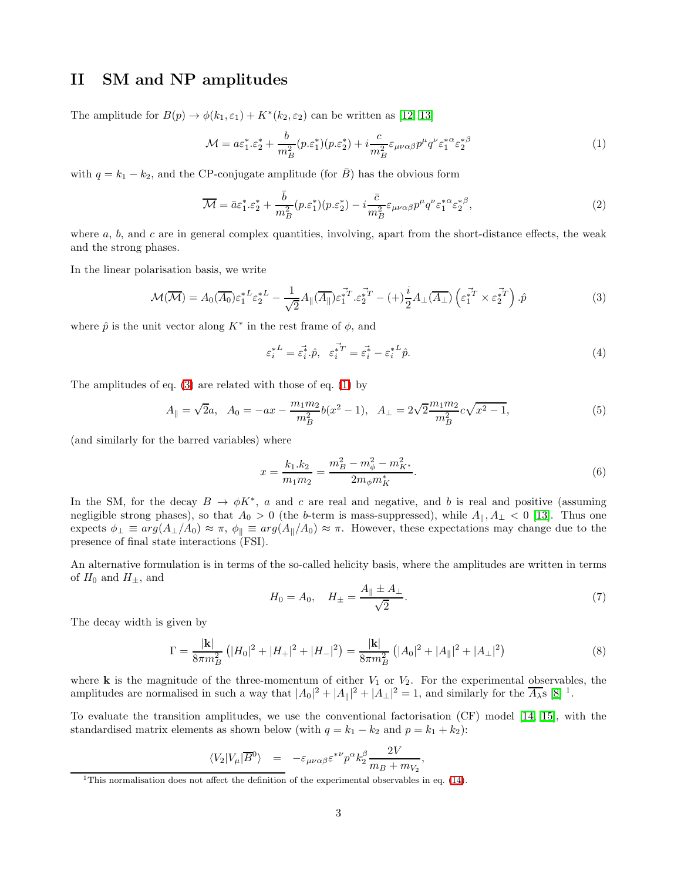## II SM and NP amplitudes

The amplitude for $B(p) \to \phi(k_1, \varepsilon_1) + K^*(k_2, \varepsilon_2)$ can be written as [12, 13]

$$\mathcal{M} = a\varepsilon_1^*.\varepsilon_2^* + \frac{b}{m_B^2}(p.\varepsilon_1^*)(p.\varepsilon_2^*) + i\frac{c}{m_B^2}\varepsilon_{\mu\nu\alpha\beta}p^\mu q^\nu \varepsilon_1^{*\alpha}\varepsilon_2^{*\beta} \tag{1}$$

with $q = k_1 - k_2$, and the CP-conjugate amplitude (for $\bar{B}$) has the obvious form

$$\overline{\mathcal{M}} = \bar{a}\varepsilon_1^*.\varepsilon_2^* + \frac{\bar{b}}{m_B^2}(p.\varepsilon_1^*)(p.\varepsilon_2^*) - i\frac{\bar{c}}{m_B^2}\varepsilon_{\mu\nu\alpha\beta}p^\mu q^\nu \varepsilon_1^{*\alpha}\varepsilon_2^{*\beta}, \tag{2}$$

where $a$, $b$, and $c$ are in general complex quantities, involving, apart from the short-distance effects, the weak and the strong phases.

In the linear polarisation basis, we write

$$\mathcal{M}(\overline{\mathcal{M}}) = A_0(\overline{A_0})\varepsilon_1^{*L}\varepsilon_2^{*L} - \frac{1}{\sqrt{2}}A_\parallel(\overline{A_\parallel})\vec{\varepsilon_1^{*T}}.\vec{\varepsilon_2^{*T}} - (+)\frac{i}{2}A_\perp(\overline{A_\perp})\left(\vec{\varepsilon_1^{*T}} \times \vec{\varepsilon_2^{*T}}\right).\hat{p} \tag{3}$$

where $\hat{p}$ is the unit vector along $K^*$ in the rest frame of $\phi$, and

$$\varepsilon_i^{*L} = \vec{\varepsilon_i^*}.\hat{p}, \quad \vec{\varepsilon_i^{*T}} = \vec{\varepsilon_i^*} - \varepsilon_i^{*L}\hat{p}. \tag{4}$$

The amplitudes of eq. (3) are related with those of eq. (1) by

$$A_\parallel = \sqrt{2}a, \quad A_0 = -ax - \frac{m_1 m_2}{m_B^2}b(x^2-1), \quad A_\perp = 2\sqrt{2}\frac{m_1 m_2}{m_B^2}c\sqrt{x^2-1}, \tag{5}$$

(and similarly for the barred variables) where

$$x = \frac{k_1.k_2}{m_1 m_2} = \frac{m_B^2 - m_\phi^2 - m_{K^*}^2}{2m_\phi m_K^*}. \tag{6}$$

In the SM, for the decay $B \to \phi K^*$, $a$ and $c$ are real and negative, and $b$ is real and positive (assuming negligible strong phases), so that $A_0 > 0$ (the $b$-term is mass-suppressed), while $A_\parallel, A_\perp < 0$ [13]. Thus one expects $\phi_\perp \equiv arg(A_\perp/A_0) \approx \pi$, $\phi_\parallel \equiv arg(A_\parallel/A_0) \approx \pi$. However, these expectations may change due to the presence of final state interactions (FSI).

An alternative formulation is in terms of the so-called helicity basis, where the amplitudes are written in terms of $H_0$ and $H_\pm$, and

$$H_0 = A_0, \quad H_\pm = \frac{A_\parallel \pm A_\perp}{\sqrt{2}}. \tag{7}$$

The decay width is given by

$$\Gamma = \frac{|\mathbf{k}|}{8\pi m_B^2}\left(|H_0|^2 + |H_+|^2 + |H_-|^2\right) = \frac{|\mathbf{k}|}{8\pi m_B^2}\left(|A_0|^2 + |A_\parallel|^2 + |A_\perp|^2\right) \tag{8}$$

where $\mathbf{k}$ is the magnitude of the three-momentum of either $V_1$ or $V_2$. For the experimental observables, the amplitudes are normalised in such a way that $|A_0|^2 + |A_\parallel|^2 + |A_\perp|^2 = 1$, and similarly for the $\overline{A_\lambda}$s [8] [1].

To evaluate the transition amplitudes, we use the conventional factorisation (CF) model [14, 15], with the standardised matrix elements as shown below (with $q = k_1 - k_2$ and $p = k_1 + k_2$):

$$\langle V_2|V_\mu|\overline{B}^0\rangle = -\varepsilon_{\mu\nu\alpha\beta}\varepsilon^{*\nu}p^\alpha k_2^\beta \frac{2V}{m_B + m_{V_2}},$$

[1] This normalisation does not affect the definition of the experimental observables in eq. (14).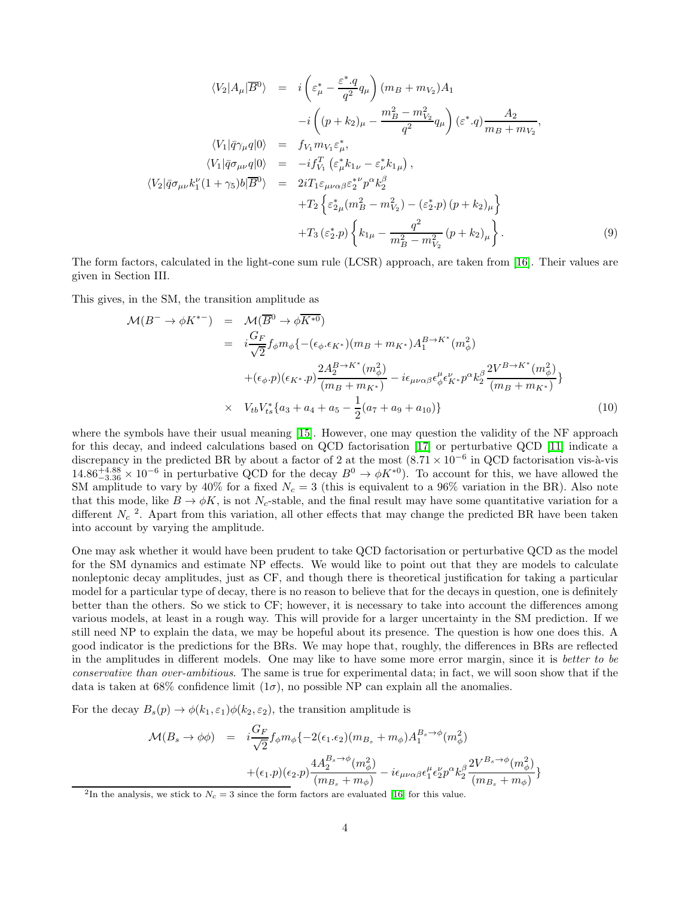$$
\begin{aligned}
\langle V_2 | A_\mu | \overline{B}^0 \rangle &= i\left(\varepsilon^*_\mu - \frac{\varepsilon^*.q}{q^2} q_\mu\right)(m_B + m_{V_2}) A_1 \\
&\quad - i\left((p+k_2)_\mu - \frac{m_B^2 - m_{V_2}^2}{q^2} q_\mu\right)(\varepsilon^*.q)\frac{A_2}{m_B + m_{V_2}}, \\
\langle V_1 | \bar{q}\gamma_\mu q | 0 \rangle &= f_{V_1} m_{V_1} \varepsilon^*_\mu, \\
\langle V_1 | \bar{q}\sigma_{\mu\nu} q | 0 \rangle &= -i f^T_{V_1}\left(\varepsilon^*_\mu k_{1\nu} - \varepsilon^*_\nu k_{1\mu}\right), \\
\langle V_2 | \bar{q}\sigma_{\mu\nu} k_1^\nu (1+\gamma_5) b | \overline{B}^0 \rangle &= 2 i T_1 \varepsilon_{\mu\nu\alpha\beta} \varepsilon_2^{*\nu} p^\alpha k_2^\beta \\
&\quad + T_2 \left\{ \varepsilon^*_{2\mu}(m_B^2 - m_{V_2}^2) - (\varepsilon^*_2.p)(p+k_2)_\mu \right\} \\
&\quad + T_3 (\varepsilon^*_2.p)\left\{ k_{1\mu} - \frac{q^2}{m_B^2 - m_{V_2}^2}(p+k_2)_\mu \right\}. \qquad (9)
\end{aligned}
$$

The form factors, calculated in the light-cone sum rule (LCSR) approach, are taken from [16]. Their values are given in Section III.

This gives, in the SM, the transition amplitude as

$$
\begin{aligned}
\mathcal{M}(B^- \to \phi K^{*-}) &= \mathcal{M}(\overline{B}^0 \to \phi \overline{K^{*0}}) \\
&= i\frac{G_F}{\sqrt{2}} f_\phi m_\phi \{ -(\epsilon_\phi.\epsilon_{K^*})(m_B + m_{K^*}) A_1^{B\to K^*}(m_\phi^2) \\
&\quad + (\epsilon_\phi.p)(\epsilon_{K^*}.p)\frac{2A_2^{B\to K^*}(m_\phi^2)}{(m_B + m_{K^*})} - i\epsilon_{\mu\nu\alpha\beta}\epsilon^\mu_\phi \epsilon^\nu_{K^*} p^\alpha k_2^\beta \frac{2V^{B\to K^*}(m_\phi^2)}{(m_B + m_{K^*})} \} \\
&\quad \times \; V_{tb}V_{ts}^* \{ a_3 + a_4 + a_5 - \frac{1}{2}(a_7 + a_9 + a_{10}) \} \qquad (10)
\end{aligned}
$$

where the symbols have their usual meaning [15]. However, one may question the validity of the NF approach for this decay, and indeed calculations based on QCD factorisation [17] or perturbative QCD [11] indicate a discrepancy in the predicted BR by about a factor of 2 at the most ($8.71 \times 10^{-6}$ in QCD factorisation vis-à-vis $14.86^{+4.88}_{-3.36} \times 10^{-6}$ in perturbative QCD for the decay $B^0 \to \phi K^{*0}$). To account for this, we have allowed the SM amplitude to vary by 40% for a fixed $N_c = 3$ (this is equivalent to a 96% variation in the BR). Also note that this mode, like $B \to \phi K$, is not $N_c$-stable, and the final result may have some quantitative variation for a different $N_c$ [2]. Apart from this variation, all other effects that may change the predicted BR have been taken into account by varying the amplitude.

One may ask whether it would have been prudent to take QCD factorisation or perturbative QCD as the model for the SM dynamics and estimate NP effects. We would like to point out that they are models to calculate nonleptonic decay amplitudes, just as CF, and though there is theoretical justification for taking a particular model for a particular type of decay, there is no reason to believe that for the decays in question, one is definitely better than the others. So we stick to CF; however, it is necessary to take into account the differences among various models, at least in a rough way. This will provide for a larger uncertainty in the SM prediction. If we still need NP to explain the data, we may be hopeful about its presence. The question is how one does this. A good indicator is the predictions for the BRs. We may hope that, roughly, the differences in BRs are reflected in the amplitudes in different models. One may like to have some more error margin, since it is *better to be conservative than over-ambitious*. The same is true for experimental data; in fact, we will soon show that if the data is taken at 68% confidence limit ($1\sigma$), no possible NP can explain all the anomalies.

For the decay $B_s(p) \to \phi(k_1, \varepsilon_1)\phi(k_2, \varepsilon_2)$, the transition amplitude is

$$
\begin{aligned}
\mathcal{M}(B_s \to \phi\phi) &= i\frac{G_F}{\sqrt{2}} f_\phi m_\phi \{ -2(\epsilon_1.\epsilon_2)(m_{B_s} + m_\phi) A_1^{B_s\to\phi}(m_\phi^2) \\
&\quad + (\epsilon_1.p)(\epsilon_2.p)\frac{4A_2^{B_s\to\phi}(m_\phi^2)}{(m_{B_s} + m_\phi)} - i\epsilon_{\mu\nu\alpha\beta}\epsilon^\mu_1 \epsilon^\nu_2 p^\alpha k_2^\beta \frac{2V^{B_s\to\phi}(m_\phi^2)}{(m_{B_s} + m_\phi)} \}
\end{aligned}
$$

[2] In the analysis, we stick to $N_c = 3$ since the form factors are evaluated [16] for this value.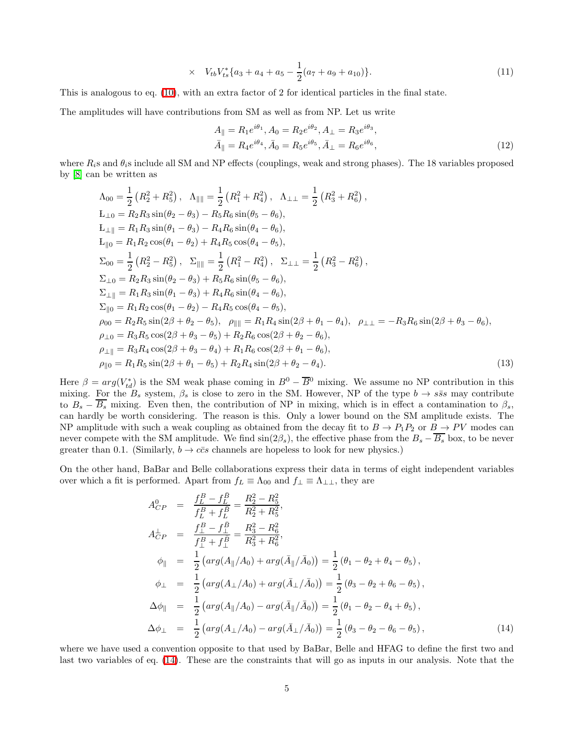$$\times \quad V_{tb}V_{ts}^*\{a_3 + a_4 + a_5 - \frac{1}{2}(a_7 + a_9 + a_{10})\}. \tag{11}$$

This is analogous to eq. (10), with an extra factor of 2 for identical particles in the final state.

The amplitudes will have contributions from SM as well as from NP. Let us write

$$\begin{aligned}
A_\parallel &= R_1 e^{i\theta_1}, A_0 = R_2 e^{i\theta_2}, A_\perp = R_3 e^{i\theta_3}, \\
\bar{A}_\parallel &= R_4 e^{i\theta_4}, \bar{A}_0 = R_5 e^{i\theta_5}, \bar{A}_\perp = R_6 e^{i\theta_6},
\end{aligned} \tag{12}$$

where $R_i$s and $\theta_i$s include all SM and NP effects (couplings, weak and strong phases). The 18 variables proposed by [8] can be written as

$$\begin{aligned}
&\Lambda_{00} = \frac{1}{2}\left(R_2^2 + R_5^2\right), \quad \Lambda_{\parallel\parallel} = \frac{1}{2}\left(R_1^2 + R_4^2\right), \quad \Lambda_{\perp\perp} = \frac{1}{2}\left(R_3^2 + R_6^2\right), \\
&\text{Ł}_{\perp 0} = R_2 R_3 \sin(\theta_2 - \theta_3) - R_5 R_6 \sin(\theta_5 - \theta_6), \\
&\text{Ł}_{\perp\parallel} = R_1 R_3 \sin(\theta_1 - \theta_3) - R_4 R_6 \sin(\theta_4 - \theta_6), \\
&\text{Ł}_{\parallel 0} = R_1 R_2 \cos(\theta_1 - \theta_2) + R_4 R_5 \cos(\theta_4 - \theta_5), \\
&\Sigma_{00} = \frac{1}{2}\left(R_2^2 - R_5^2\right), \quad \Sigma_{\parallel\parallel} = \frac{1}{2}\left(R_1^2 - R_4^2\right), \quad \Sigma_{\perp\perp} = \frac{1}{2}\left(R_3^2 - R_6^2\right), \\
&\Sigma_{\perp 0} = R_2 R_3 \sin(\theta_2 - \theta_3) + R_5 R_6 \sin(\theta_5 - \theta_6), \\
&\Sigma_{\perp\parallel} = R_1 R_3 \sin(\theta_1 - \theta_3) + R_4 R_6 \sin(\theta_4 - \theta_6), \\
&\Sigma_{\parallel 0} = R_1 R_2 \cos(\theta_1 - \theta_2) - R_4 R_5 \cos(\theta_4 - \theta_5), \\
&\rho_{00} = R_2 R_5 \sin(2\beta + \theta_2 - \theta_5), \quad \rho_{\parallel\parallel} = R_1 R_4 \sin(2\beta + \theta_1 - \theta_4), \quad \rho_{\perp\perp} = -R_3 R_6 \sin(2\beta + \theta_3 - \theta_6), \\
&\rho_{\perp 0} = R_3 R_5 \cos(2\beta + \theta_3 - \theta_5) + R_2 R_6 \cos(2\beta + \theta_2 - \theta_6), \\
&\rho_{\perp\parallel} = R_3 R_4 \cos(2\beta + \theta_3 - \theta_4) + R_1 R_6 \cos(2\beta + \theta_1 - \theta_6), \\
&\rho_{\parallel 0} = R_1 R_5 \sin(2\beta + \theta_1 - \theta_5) + R_2 R_4 \sin(2\beta + \theta_2 - \theta_4).
\end{aligned} \tag{13}$$

Here $\beta = arg(V_{td}^*)$ is the SM weak phase coming in $B^0 - \overline{B}^0$ mixing. We assume no NP contribution in this mixing. For the $B_s$ system, $\beta_s$ is close to zero in the SM. However, NP of the type $b \to s\bar{s}s$ may contribute to $B_s - \overline{B_s}$ mixing. Even then, the contribution of NP in mixing, which is in effect a contamination to $\beta_s$, can hardly be worth considering. The reason is this. Only a lower bound on the SM amplitude exists. The NP amplitude with such a weak coupling as obtained from the decay fit to $B \to P_1 P_2$ or $B \to PV$ modes can never compete with the SM amplitude. We find $\sin(2\beta_s)$, the effective phase from the $B_s - \overline{B_s}$ box, to be never greater than 0.1. (Similarly, $b \to c\bar{c}s$ channels are hopeless to look for new physics.)

On the other hand, BaBar and Belle collaborations express their data in terms of eight independent variables over which a fit is performed. Apart from $f_L \equiv \Lambda_{00}$ and $f_\perp \equiv \Lambda_{\perp\perp}$, they are

$$\begin{aligned}
A_{CP}^0 &= \frac{f_L^B - f_L^{\bar{B}}}{f_L^B + f_L^{\bar{B}}} = \frac{R_2^2 - R_5^2}{R_2^2 + R_5^2}, \\
A_{CP}^\perp &= \frac{f_\perp^B - f_\perp^{\bar{B}}}{f_\perp^B + f_\perp^{\bar{B}}} = \frac{R_3^2 - R_6^2}{R_3^2 + R_6^2}, \\
\phi_\parallel &= \frac{1}{2}\left(arg(A_\parallel/A_0) + arg(\bar{A}_\parallel/\bar{A}_0)\right) = \frac{1}{2}\left(\theta_1 - \theta_2 + \theta_4 - \theta_5\right), \\
\phi_\perp &= \frac{1}{2}\left(arg(A_\perp/A_0) + arg(\bar{A}_\perp/\bar{A}_0)\right) = \frac{1}{2}\left(\theta_3 - \theta_2 + \theta_6 - \theta_5\right), \\
\Delta\phi_\parallel &= \frac{1}{2}\left(arg(A_\parallel/A_0) - arg(\bar{A}_\parallel/\bar{A}_0)\right) = \frac{1}{2}\left(\theta_1 - \theta_2 - \theta_4 + \theta_5\right), \\
\Delta\phi_\perp &= \frac{1}{2}\left(arg(A_\perp/A_0) - arg(\bar{A}_\perp/\bar{A}_0)\right) = \frac{1}{2}\left(\theta_3 - \theta_2 - \theta_6 - \theta_5\right),
\end{aligned} \tag{14}$$

where we have used a convention opposite to that used by BaBar, Belle and HFAG to define the first two and last two variables of eq. (14). These are the constraints that will go as inputs in our analysis. Note that the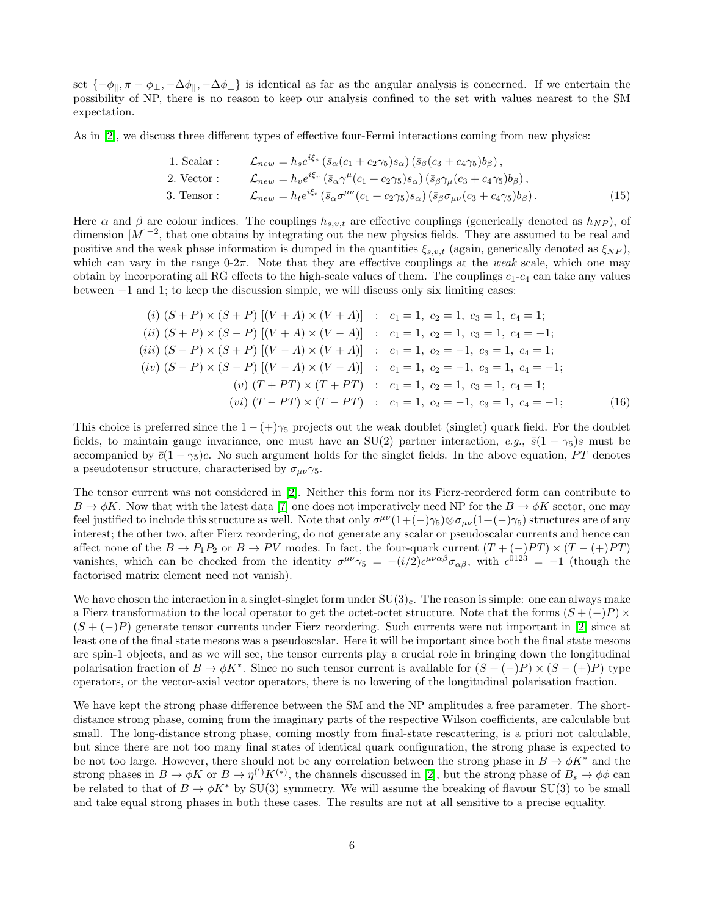set $\{-\phi_\parallel, \pi - \phi_\perp, -\Delta\phi_\parallel, -\Delta\phi_\perp\}$ is identical as far as the angular analysis is concerned. If we entertain the possibility of NP, there is no reason to keep our analysis confined to the set with values nearest to the SM expectation.

As in [2], we discuss three different types of effective four-Fermi interactions coming from new physics:

$$
\begin{aligned}
&1.\ \text{Scalar}: \quad \mathcal{L}_{new} = h_s e^{i\xi_s} \left(\bar{s}_\alpha (c_1 + c_2\gamma_5) s_\alpha\right) \left(\bar{s}_\beta (c_3 + c_4\gamma_5) b_\beta\right), \\
&2.\ \text{Vector}: \quad \mathcal{L}_{new} = h_v e^{i\xi_v} \left(\bar{s}_\alpha \gamma^\mu (c_1 + c_2\gamma_5) s_\alpha\right) \left(\bar{s}_\beta \gamma_\mu (c_3 + c_4\gamma_5) b_\beta\right), \\
&3.\ \text{Tensor}: \quad \mathcal{L}_{new} = h_t e^{i\xi_t} \left(\bar{s}_\alpha \sigma^{\mu\nu} (c_1 + c_2\gamma_5) s_\alpha\right) \left(\bar{s}_\beta \sigma_{\mu\nu} (c_3 + c_4\gamma_5) b_\beta\right).
\end{aligned} \tag{15}
$$

Here $\alpha$ and $\beta$ are colour indices. The couplings $h_{s,v,t}$ are effective couplings (generically denoted as $h_{NP}$), of dimension $[M]^{-2}$, that one obtains by integrating out the new physics fields. They are assumed to be real and positive and the weak phase information is dumped in the quantities $\xi_{s,v,t}$ (again, generically denoted as $\xi_{NP}$), which can vary in the range 0-$2\pi$. Note that they are effective couplings at the *weak* scale, which one may obtain by incorporating all RG effects to the high-scale values of them. The couplings $c_1$-$c_4$ can take any values between $-1$ and 1; to keep the discussion simple, we will discuss only six limiting cases:

$$
\begin{aligned}
(i)\ (S+P)\times(S+P)\ [(V+A)\times(V+A)] &\ :\ c_1=1,\ c_2=1,\ c_3=1,\ c_4=1; \\
(ii)\ (S+P)\times(S-P)\ [(V+A)\times(V-A)] &\ :\ c_1=1,\ c_2=1,\ c_3=1,\ c_4=-1; \\
(iii)\ (S-P)\times(S+P)\ [(V-A)\times(V+A)] &\ :\ c_1=1,\ c_2=-1,\ c_3=1,\ c_4=1; \\
(iv)\ (S-P)\times(S-P)\ [(V-A)\times(V-A)] &\ :\ c_1=1,\ c_2=-1,\ c_3=1,\ c_4=-1; \\
(v)\ (T+PT)\times(T+PT) &\ :\ c_1=1,\ c_2=1,\ c_3=1,\ c_4=1; \\
(vi)\ (T-PT)\times(T-PT) &\ :\ c_1=1,\ c_2=-1,\ c_3=1,\ c_4=-1;
\end{aligned} \tag{16}
$$

This choice is preferred since the $1-(+)\gamma_5$ projects out the weak doublet (singlet) quark field. For the doublet fields, to maintain gauge invariance, one must have an SU(2) partner interaction, *e.g.*, $\bar{s}(1-\gamma_5)s$ must be accompanied by $\bar{c}(1-\gamma_5)c$. No such argument holds for the singlet fields. In the above equation, $PT$ denotes a pseudotensor structure, characterised by $\sigma_{\mu\nu}\gamma_5$.

The tensor current was not considered in [2]. Neither this form nor its Fierz-reordered form can contribute to $B \to \phi K$. Now that with the latest data [7] one does not imperatively need NP for the $B \to \phi K$ sector, one may feel justified to include this structure as well. Note that only $\sigma^{\mu\nu}(1+(-)\gamma_5)\otimes\sigma_{\mu\nu}(1+(-)\gamma_5)$ structures are of any interest; the other two, after Fierz reordering, do not generate any scalar or pseudoscalar currents and hence can affect none of the $B \to P_1 P_2$ or $B \to PV$ modes. In fact, the four-quark current $(T+(-)PT)\times(T-(+)PT)$ vanishes, which can be checked from the identity $\sigma^{\mu\nu}\gamma_5 = -(i/2)\epsilon^{\mu\nu\alpha\beta}\sigma_{\alpha\beta}$, with $\epsilon^{0123} = -1$ (though the factorised matrix element need not vanish).

We have chosen the interaction in a singlet-singlet form under SU(3)$_c$. The reason is simple: one can always make a Fierz transformation to the local operator to get the octet-octet structure. Note that the forms $(S+(-)P)\times(S+(-)P)$ generate tensor currents under Fierz reordering. Such currents were not important in [2] since at least one of the final state mesons was a pseudoscalar. Here it will be important since both the final state mesons are spin-1 objects, and as we will see, the tensor currents play a crucial role in bringing down the longitudinal polarisation fraction of $B \to \phi K^*$. Since no such tensor current is available for $(S+(-)P)\times(S-(+)P)$ type operators, or the vector-axial vector operators, there is no lowering of the longitudinal polarisation fraction.

We have kept the strong phase difference between the SM and the NP amplitudes a free parameter. The short-distance strong phase, coming from the imaginary parts of the respective Wilson coefficients, are calculable but small. The long-distance strong phase, coming mostly from final-state rescattering, is a priori not calculable, but since there are not too many final states of identical quark configuration, the strong phase is expected to be not too large. However, there should not be any correlation between the strong phase in $B \to \phi K^*$ and the strong phases in $B \to \phi K$ or $B \to \eta^{(\prime)} K^{(*)}$, the channels discussed in [2], but the strong phase of $B_s \to \phi\phi$ can be related to that of $B \to \phi K^*$ by SU(3) symmetry. We will assume the breaking of flavour SU(3) to be small and take equal strong phases in both these cases. The results are not at all sensitive to a precise equality.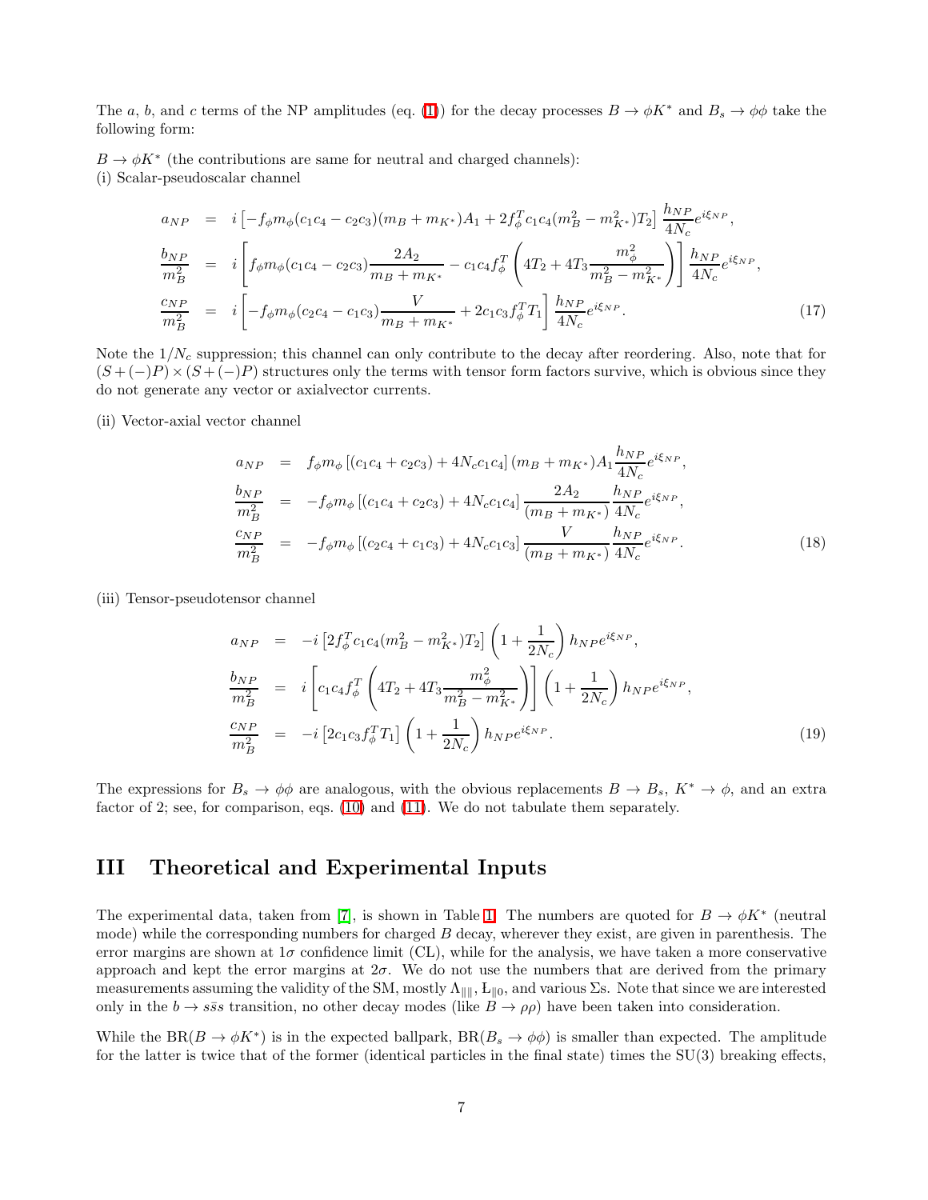The $a$, $b$, and $c$ terms of the NP amplitudes (eq. (1)) for the decay processes $B \to \phi K^*$ and $B_s \to \phi\phi$ take the following form:

$B \to \phi K^*$ (the contributions are same for neutral and charged channels):
(i) Scalar-pseudoscalar channel

$$
\begin{aligned}
a_{NP} &= i\left[-f_\phi m_\phi (c_1c_4 - c_2c_3)(m_B + m_{K^*})A_1 + 2f_\phi^T c_1c_4(m_B^2 - m_{K^*}^2)T_2\right]\frac{h_{NP}}{4N_c}e^{i\xi_{NP}}, \\
\frac{b_{NP}}{m_B^2} &= i\left[f_\phi m_\phi (c_1c_4 - c_2c_3)\frac{2A_2}{m_B + m_{K^*}} - c_1c_4 f_\phi^T\left(4T_2 + 4T_3\frac{m_\phi^2}{m_B^2 - m_{K^*}^2}\right)\right]\frac{h_{NP}}{4N_c}e^{i\xi_{NP}}, \\
\frac{c_{NP}}{m_B^2} &= i\left[-f_\phi m_\phi (c_2c_4 - c_1c_3)\frac{V}{m_B + m_{K^*}} + 2c_1c_3 f_\phi^T T_1\right]\frac{h_{NP}}{4N_c}e^{i\xi_{NP}}.
\end{aligned} \tag{17}
$$

Note the $1/N_c$ suppression; this channel can only contribute to the decay after reordering. Also, note that for $(S+(-)P)\times(S+(-)P)$ structures only the terms with tensor form factors survive, which is obvious since they do not generate any vector or axialvector currents.

(ii) Vector-axial vector channel

$$
\begin{aligned}
a_{NP} &= f_\phi m_\phi \left[(c_1c_4 + c_2c_3) + 4N_c c_1c_4\right](m_B + m_{K^*})A_1\frac{h_{NP}}{4N_c}e^{i\xi_{NP}}, \\
\frac{b_{NP}}{m_B^2} &= -f_\phi m_\phi \left[(c_1c_4 + c_2c_3) + 4N_c c_1c_4\right]\frac{2A_2}{(m_B + m_{K^*})}\frac{h_{NP}}{4N_c}e^{i\xi_{NP}}, \\
\frac{c_{NP}}{m_B^2} &= -f_\phi m_\phi \left[(c_2c_4 + c_1c_3) + 4N_c c_1c_3\right]\frac{V}{(m_B + m_{K^*})}\frac{h_{NP}}{4N_c}e^{i\xi_{NP}}.
\end{aligned} \tag{18}
$$

(iii) Tensor-pseudotensor channel

$$
\begin{aligned}
a_{NP} &= -i\left[2f_\phi^T c_1c_4(m_B^2 - m_{K^*}^2)T_2\right]\left(1 + \frac{1}{2N_c}\right)h_{NP}e^{i\xi_{NP}}, \\
\frac{b_{NP}}{m_B^2} &= i\left[c_1c_4 f_\phi^T\left(4T_2 + 4T_3\frac{m_\phi^2}{m_B^2 - m_{K^*}^2}\right)\right]\left(1 + \frac{1}{2N_c}\right)h_{NP}e^{i\xi_{NP}}, \\
\frac{c_{NP}}{m_B^2} &= -i\left[2c_1c_3 f_\phi^T T_1\right]\left(1 + \frac{1}{2N_c}\right)h_{NP}e^{i\xi_{NP}}.
\end{aligned} \tag{19}
$$

The expressions for $B_s \to \phi\phi$ are analogous, with the obvious replacements $B \to B_s$, $K^* \to \phi$, and an extra factor of 2; see, for comparison, eqs. (10) and (11). We do not tabulate them separately.

# III Theoretical and Experimental Inputs

The experimental data, taken from [7], is shown in Table 1. The numbers are quoted for $B \to \phi K^*$ (neutral mode) while the corresponding numbers for charged $B$ decay, wherever they exist, are given in parenthesis. The error margins are shown at $1\sigma$ confidence limit (CL), while for the analysis, we have taken a more conservative approach and kept the error margins at $2\sigma$. We do not use the numbers that are derived from the primary measurements assuming the validity of the SM, mostly $\Lambda_{\|\|}$, $\mathrm{L}_{\|0}$, and various $\Sigma$s. Note that since we are interested only in the $b \to s\bar{s}s$ transition, no other decay modes (like $B \to \rho\rho$) have been taken into consideration.

While the BR($B \to \phi K^*$) is in the expected ballpark, BR($B_s \to \phi\phi$) is smaller than expected. The amplitude for the latter is twice that of the former (identical particles in the final state) times the SU(3) breaking effects,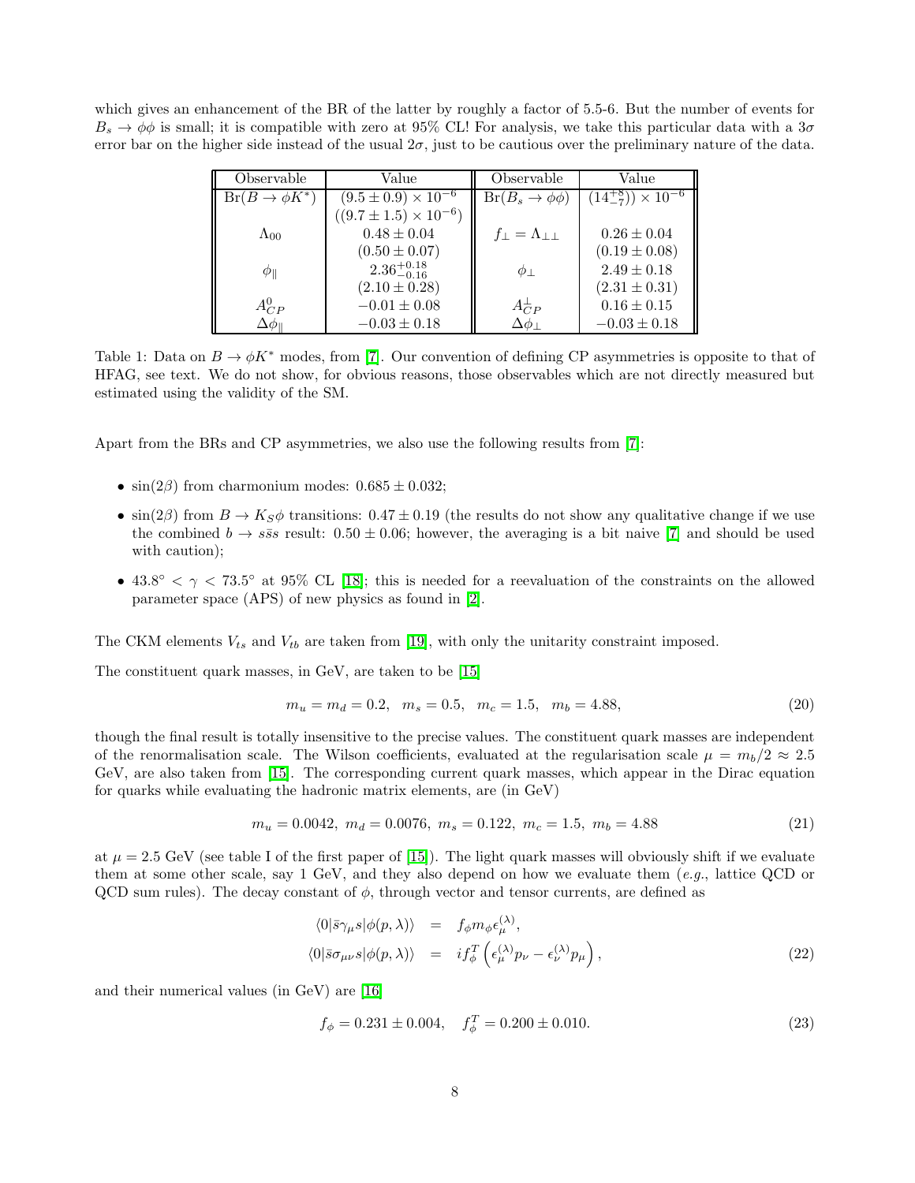which gives an enhancement of the BR of the latter by roughly a factor of 5.5-6. But the number of events for $B_s \to \phi\phi$ is small; it is compatible with zero at 95% CL! For analysis, we take this particular data with a $3\sigma$ error bar on the higher side instead of the usual $2\sigma$, just to be cautious over the preliminary nature of the data.

| Observable | Value | Observable | Value |
|---|---|---|---|
| $\mathrm{Br}(B \to \phi K^*)$ | $(9.5 \pm 0.9) \times 10^{-6}$ | $\mathrm{Br}(B_s \to \phi\phi)$ | $(14^{+8}_{-7})) \times 10^{-6}$ |
| | $((9.7 \pm 1.5) \times 10^{-6})$ | | |
| $\Lambda_{00}$ | $0.48 \pm 0.04$ | $f_\perp = \Lambda_{\perp\perp}$ | $0.26 \pm 0.04$ |
| | $(0.50 \pm 0.07)$ | | $(0.19 \pm 0.08)$ |
| $\phi_\parallel$ | $2.36^{+0.18}_{-0.16}$ | $\phi_\perp$ | $2.49 \pm 0.18$ |
| | $(2.10 \pm 0.28)$ | | $(2.31 \pm 0.31)$ |
| $A^0_{CP}$ | $-0.01 \pm 0.08$ | $A^\perp_{CP}$ | $0.16 \pm 0.15$ |
| $\Delta\phi_\parallel$ | $-0.03 \pm 0.18$ | $\Delta\phi_\perp$ | $-0.03 \pm 0.18$ |

Table 1: Data on $B \to \phi K^*$ modes, from [7]. Our convention of defining CP asymmetries is opposite to that of HFAG, see text. We do not show, for obvious reasons, those observables which are not directly measured but estimated using the validity of the SM.

Apart from the BRs and CP asymmetries, we also use the following results from [7]:

- $\sin(2\beta)$ from charmonium modes: $0.685 \pm 0.032$;
- $\sin(2\beta)$ from $B \to K_S\phi$ transitions: $0.47 \pm 0.19$ (the results do not show any qualitative change if we use the combined $b \to s\bar{s}s$ result: $0.50 \pm 0.06$; however, the averaging is a bit naive [7] and should be used with caution);
- $43.8^\circ < \gamma < 73.5^\circ$ at 95% CL [18]; this is needed for a reevaluation of the constraints on the allowed parameter space (APS) of new physics as found in [2].

The CKM elements $V_{ts}$ and $V_{tb}$ are taken from [19], with only the unitarity constraint imposed.

The constituent quark masses, in GeV, are taken to be [15]

$$m_u = m_d = 0.2, \quad m_s = 0.5, \quad m_c = 1.5, \quad m_b = 4.88, \tag{20}$$

though the final result is totally insensitive to the precise values. The constituent quark masses are independent of the renormalisation scale. The Wilson coefficients, evaluated at the regularisation scale $\mu = m_b/2 \approx 2.5$ GeV, are also taken from [15]. The corresponding current quark masses, which appear in the Dirac equation for quarks while evaluating the hadronic matrix elements, are (in GeV)

$$m_u = 0.0042, \; m_d = 0.0076, \; m_s = 0.122, \; m_c = 1.5, \; m_b = 4.88 \tag{21}$$

at $\mu = 2.5$ GeV (see table I of the first paper of [15]). The light quark masses will obviously shift if we evaluate them at some other scale, say 1 GeV, and they also depend on how we evaluate them (*e.g.*, lattice QCD or QCD sum rules). The decay constant of $\phi$, through vector and tensor currents, are defined as

$$\begin{aligned}
\langle 0|\bar{s}\gamma_\mu s|\phi(p,\lambda)\rangle &= f_\phi m_\phi \epsilon^{(\lambda)}_\mu, \\
\langle 0|\bar{s}\sigma_{\mu\nu} s|\phi(p,\lambda)\rangle &= i f^T_\phi \left(\epsilon^{(\lambda)}_\mu p_\nu - \epsilon^{(\lambda)}_\nu p_\mu\right),
\end{aligned} \tag{22}$$

and their numerical values (in GeV) are [16]

$$f_\phi = 0.231 \pm 0.004, \quad f^T_\phi = 0.200 \pm 0.010. \tag{23}$$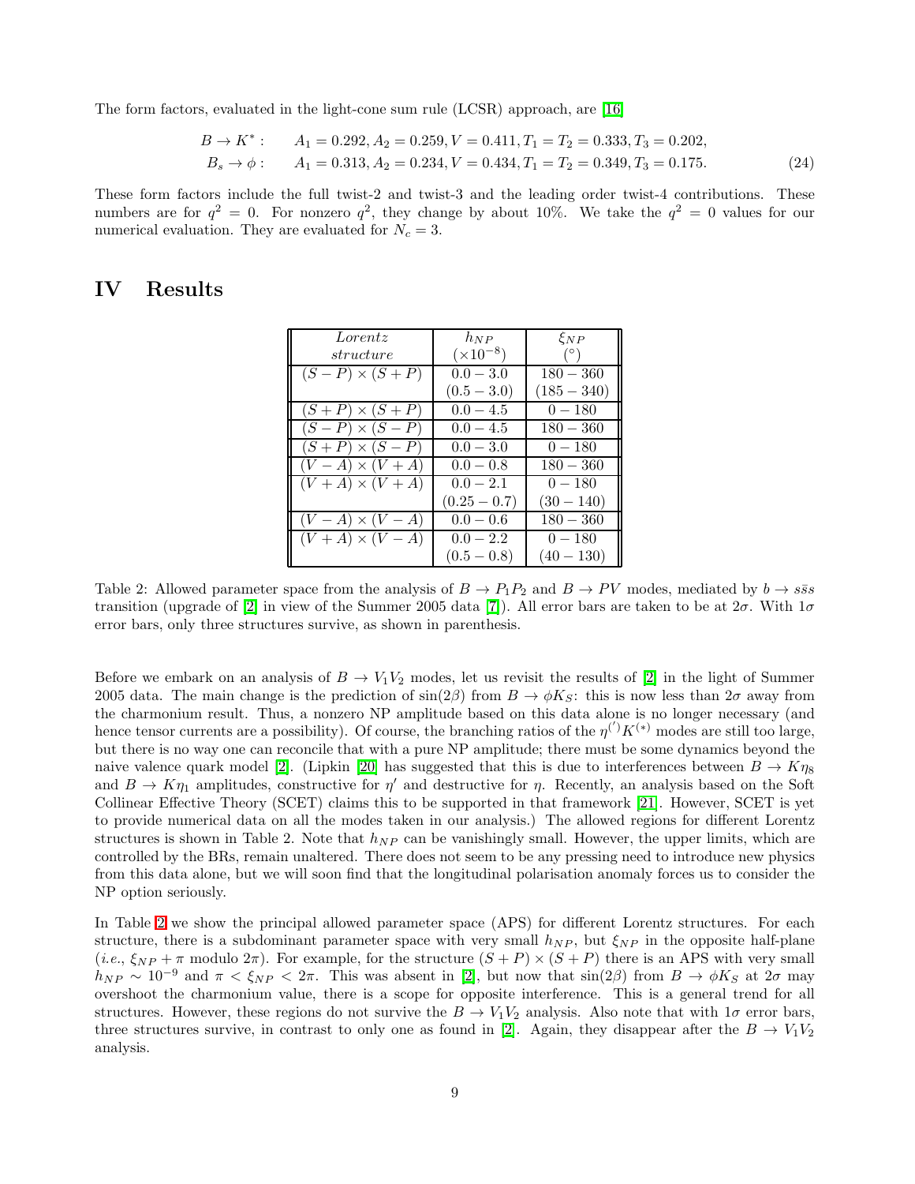The form factors, evaluated in the light-cone sum rule (LCSR) approach, are [16]

$$
\begin{aligned}
B \to K^*: &\quad A_1 = 0.292, A_2 = 0.259, V = 0.411, T_1 = T_2 = 0.333, T_3 = 0.202,\\
B_s \to \phi: &\quad A_1 = 0.313, A_2 = 0.234, V = 0.434, T_1 = T_2 = 0.349, T_3 = 0.175.
\end{aligned} \tag{24}
$$

These form factors include the full twist-2 and twist-3 and the leading order twist-4 contributions. These numbers are for $q^2 = 0$. For nonzero $q^2$, they change by about 10%. We take the $q^2 = 0$ values for our numerical evaluation. They are evaluated for $N_c = 3$.

# IV Results

| *Lorentz structure* | $h_{NP}$ $(\times 10^{-8})$ | $\xi_{NP}$ $(^\circ)$ |
|---|---|---|
| $(S-P)\times(S+P)$ | $0.0-3.0$ | $180-360$ |
| | $(0.5-3.0)$ | $(185-340)$ |
| $(S+P)\times(S+P)$ | $0.0-4.5$ | $0-180$ |
| $(S-P)\times(S-P)$ | $0.0-4.5$ | $180-360$ |
| $(S+P)\times(S-P)$ | $0.0-3.0$ | $0-180$ |
| $(V-A)\times(V+A)$ | $0.0-0.8$ | $180-360$ |
| $(V+A)\times(V+A)$ | $0.0-2.1$ | $0-180$ |
| | $(0.25-0.7)$ | $(30-140)$ |
| $(V-A)\times(V-A)$ | $0.0-0.6$ | $180-360$ |
| $(V+A)\times(V-A)$ | $0.0-2.2$ | $0-180$ |
| | $(0.5-0.8)$ | $(40-130)$ |

Table 2: Allowed parameter space from the analysis of $B \to P_1P_2$ and $B \to PV$ modes, mediated by $b \to s\bar{s}s$ transition (upgrade of [2] in view of the Summer 2005 data [7]). All error bars are taken to be at $2\sigma$. With $1\sigma$ error bars, only three structures survive, as shown in parenthesis.

Before we embark on an analysis of $B \to V_1V_2$ modes, let us revisit the results of [2] in the light of Summer 2005 data. The main change is the prediction of $\sin(2\beta)$ from $B \to \phi K_S$: this is now less than $2\sigma$ away from the charmonium result. Thus, a nonzero NP amplitude based on this data alone is no longer necessary (and hence tensor currents are a possibility). Of course, the branching ratios of the $\eta^{(')}K^{(*)}$ modes are still too large, but there is no way one can reconcile that with a pure NP amplitude; there must be some dynamics beyond the naive valence quark model [2]. (Lipkin [20] has suggested that this is due to interferences between $B \to K\eta_8$ and $B \to K\eta_1$ amplitudes, constructive for $\eta'$ and destructive for $\eta$. Recently, an analysis based on the Soft Collinear Effective Theory (SCET) claims this to be supported in that framework [21]. However, SCET is yet to provide numerical data on all the modes taken in our analysis.) The allowed regions for different Lorentz structures is shown in Table 2. Note that $h_{NP}$ can be vanishingly small. However, the upper limits, which are controlled by the BRs, remain unaltered. There does not seem to be any pressing need to introduce new physics from this data alone, but we will soon find that the longitudinal polarisation anomaly forces us to consider the NP option seriously.

In Table 2 we show the principal allowed parameter space (APS) for different Lorentz structures. For each structure, there is a subdominant parameter space with very small $h_{NP}$, but $\xi_{NP}$ in the opposite half-plane (*i.e.*, $\xi_{NP} + \pi$ modulo $2\pi$). For example, for the structure $(S+P)\times(S+P)$ there is an APS with very small $h_{NP} \sim 10^{-9}$ and $\pi < \xi_{NP} < 2\pi$. This was absent in [2], but now that $\sin(2\beta)$ from $B \to \phi K_S$ at $2\sigma$ may overshoot the charmonium value, there is a scope for opposite interference. This is a general trend for all structures. However, these regions do not survive the $B \to V_1V_2$ analysis. Also note that with $1\sigma$ error bars, three structures survive, in contrast to only one as found in [2]. Again, they disappear after the $B \to V_1V_2$ analysis.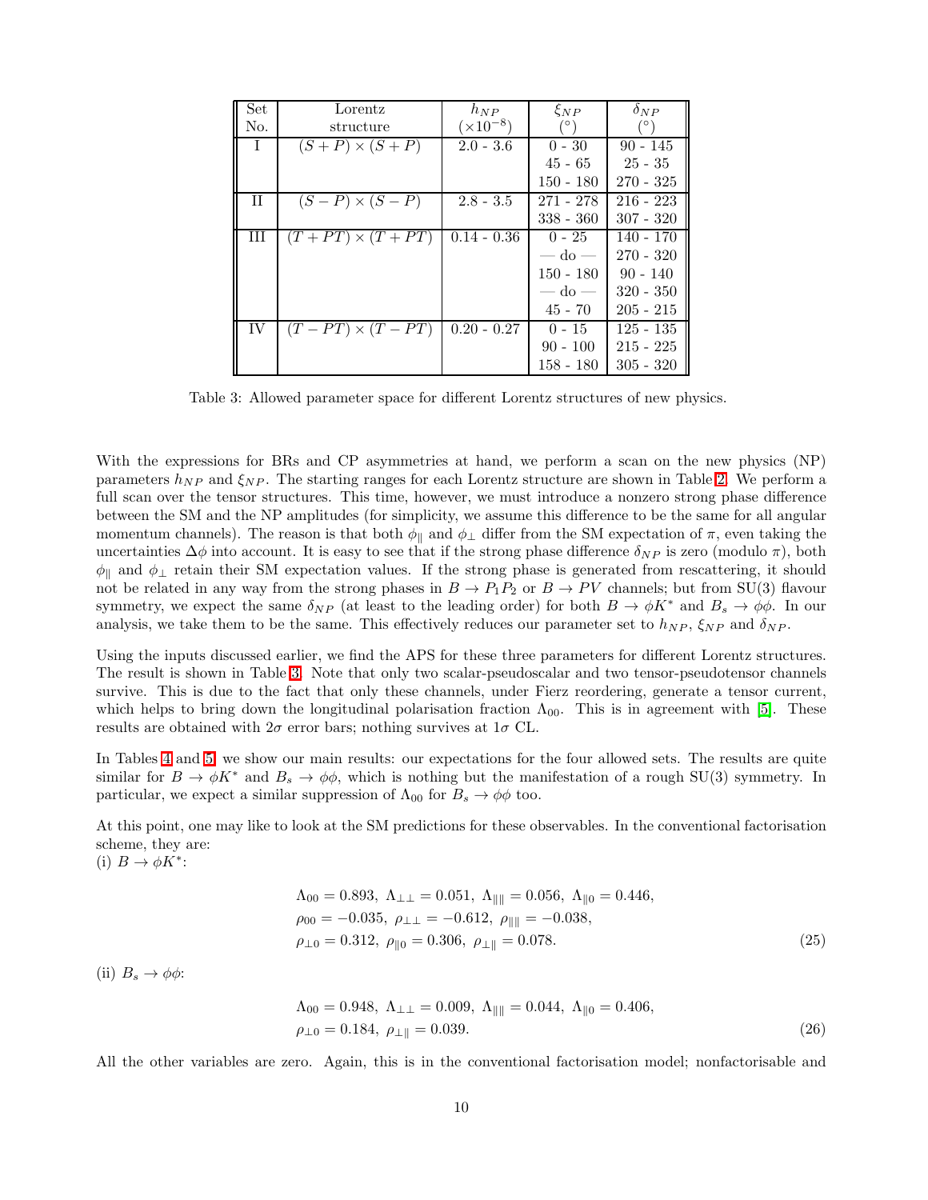| Set No. | Lorentz structure | $h_{NP}$ ($\times 10^{-8}$) | $\xi_{NP}$ ($^\circ$) | $\delta_{NP}$ ($^\circ$) |
|---|---|---|---|---|
| I | $(S+P)\times(S+P)$ | 2.0 - 3.6 | 0 - 30 | 90 - 145 |
| | | | 45 - 65 | 25 - 35 |
| | | | 150 - 180 | 270 - 325 |
| II | $(S-P)\times(S-P)$ | 2.8 - 3.5 | 271 - 278 | 216 - 223 |
| | | | 338 - 360 | 307 - 320 |
| III | $(T+PT)\times(T+PT)$ | 0.14 - 0.36 | 0 - 25 | 140 - 170 |
| | | | — do — | 270 - 320 |
| | | | 150 - 180 | 90 - 140 |
| | | | — do — | 320 - 350 |
| | | | 45 - 70 | 205 - 215 |
| IV | $(T-PT)\times(T-PT)$ | 0.20 - 0.27 | 0 - 15 | 125 - 135 |
| | | | 90 - 100 | 215 - 225 |
| | | | 158 - 180 | 305 - 320 |

Table 3: Allowed parameter space for different Lorentz structures of new physics.

With the expressions for BRs and CP asymmetries at hand, we perform a scan on the new physics (NP) parameters $h_{NP}$ and $\xi_{NP}$. The starting ranges for each Lorentz structure are shown in Table 2. We perform a full scan over the tensor structures. This time, however, we must introduce a nonzero strong phase difference between the SM and the NP amplitudes (for simplicity, we assume this difference to be the same for all angular momentum channels). The reason is that both $\phi_\parallel$ and $\phi_\perp$ differ from the SM expectation of $\pi$, even taking the uncertainties $\Delta\phi$ into account. It is easy to see that if the strong phase difference $\delta_{NP}$ is zero (modulo $\pi$), both $\phi_\parallel$ and $\phi_\perp$ retain their SM expectation values. If the strong phase is generated from rescattering, it should not be related in any way from the strong phases in $B \to P_1 P_2$ or $B \to PV$ channels; but from SU(3) flavour symmetry, we expect the same $\delta_{NP}$ (at least to the leading order) for both $B \to \phi K^*$ and $B_s \to \phi\phi$. In our analysis, we take them to be the same. This effectively reduces our parameter set to $h_{NP}$, $\xi_{NP}$ and $\delta_{NP}$.

Using the inputs discussed earlier, we find the APS for these three parameters for different Lorentz structures. The result is shown in Table 3. Note that only two scalar-pseudoscalar and two tensor-pseudotensor channels survive. This is due to the fact that only these channels, under Fierz reordering, generate a tensor current, which helps to bring down the longitudinal polarisation fraction $\Lambda_{00}$. This is in agreement with [5]. These results are obtained with $2\sigma$ error bars; nothing survives at $1\sigma$ CL.

In Tables 4 and 5, we show our main results: our expectations for the four allowed sets. The results are quite similar for $B \to \phi K^*$ and $B_s \to \phi\phi$, which is nothing but the manifestation of a rough SU(3) symmetry. In particular, we expect a similar suppression of $\Lambda_{00}$ for $B_s \to \phi\phi$ too.

At this point, one may like to look at the SM predictions for these observables. In the conventional factorisation scheme, they are:
(i) $B \to \phi K^*$:

$$
\begin{aligned}
&\Lambda_{00} = 0.893,\ \Lambda_{\perp\perp} = 0.051,\ \Lambda_{\parallel\parallel} = 0.056,\ \Lambda_{\parallel 0} = 0.446, \\
&\rho_{00} = -0.035,\ \rho_{\perp\perp} = -0.612,\ \rho_{\parallel\parallel} = -0.038, \\
&\rho_{\perp 0} = 0.312,\ \rho_{\parallel 0} = 0.306,\ \rho_{\perp\parallel} = 0.078.
\end{aligned} \tag{25}
$$

(ii) $B_s \to \phi\phi$:

$$
\begin{aligned}
&\Lambda_{00} = 0.948,\ \Lambda_{\perp\perp} = 0.009,\ \Lambda_{\parallel\parallel} = 0.044,\ \Lambda_{\parallel 0} = 0.406, \\
&\rho_{\perp 0} = 0.184,\ \rho_{\perp\parallel} = 0.039.
\end{aligned} \tag{26}
$$

All the other variables are zero. Again, this is in the conventional factorisation model; nonfactorisable and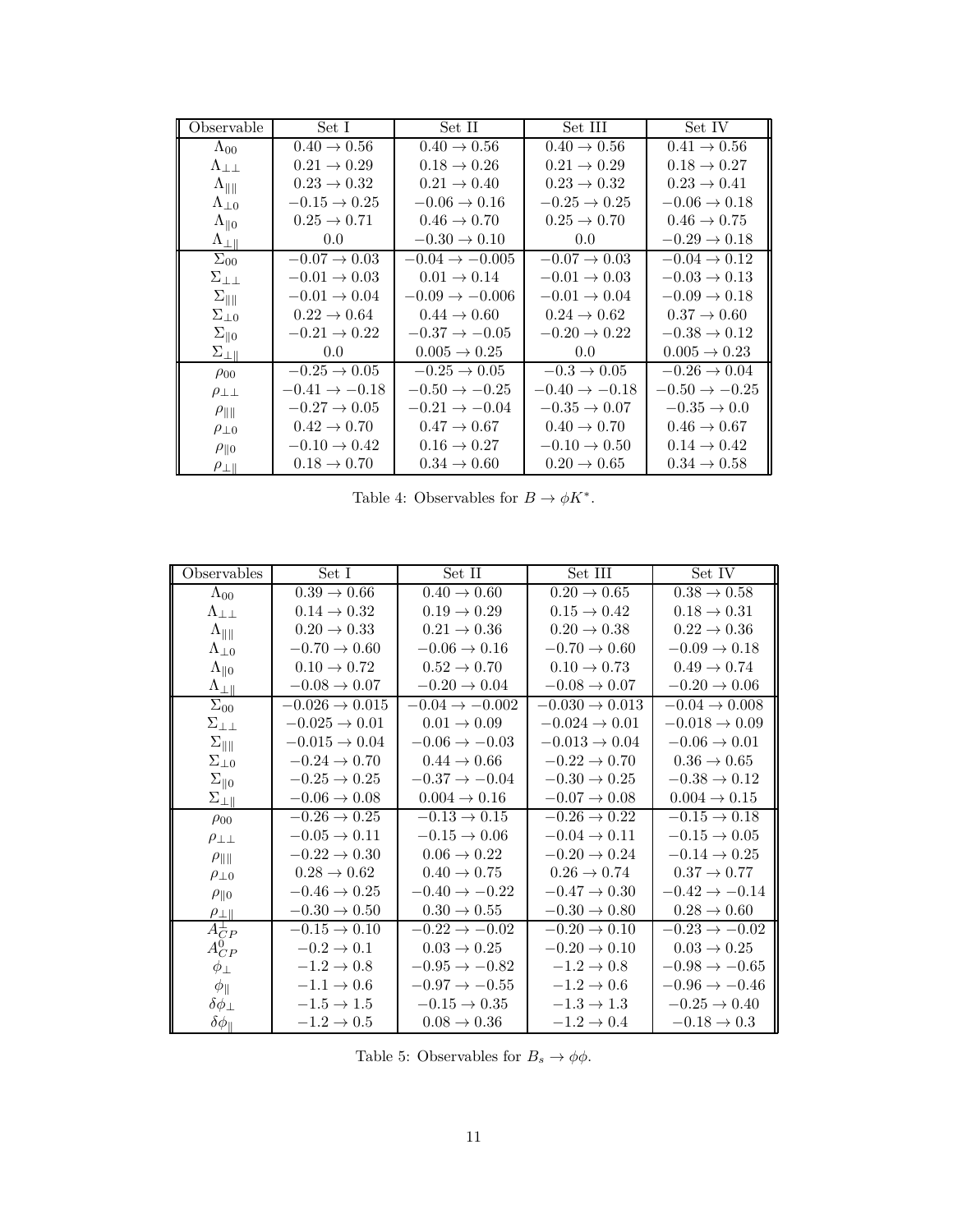| Observable | Set I | Set II | Set III | Set IV |
|---|---|---|---|---|
| $\Lambda_{00}$ | $0.40 \to 0.56$ | $0.40 \to 0.56$ | $0.40 \to 0.56$ | $0.41 \to 0.56$ |
| $\Lambda_{\perp\perp}$ | $0.21 \to 0.29$ | $0.18 \to 0.26$ | $0.21 \to 0.29$ | $0.18 \to 0.27$ |
| $\Lambda_{\|\|}$ | $0.23 \to 0.32$ | $0.21 \to 0.40$ | $0.23 \to 0.32$ | $0.23 \to 0.41$ |
| $\Lambda_{\perp 0}$ | $-0.15 \to 0.25$ | $-0.06 \to 0.16$ | $-0.25 \to 0.25$ | $-0.06 \to 0.18$ |
| $\Lambda_{\| 0}$ | $0.25 \to 0.71$ | $0.46 \to 0.70$ | $0.25 \to 0.70$ | $0.46 \to 0.75$ |
| $\Lambda_{\perp \|}$ | $0.0$ | $-0.30 \to 0.10$ | $0.0$ | $-0.29 \to 0.18$ |
| $\Sigma_{00}$ | $-0.07 \to 0.03$ | $-0.04 \to -0.005$ | $-0.07 \to 0.03$ | $-0.04 \to 0.12$ |
| $\Sigma_{\perp\perp}$ | $-0.01 \to 0.03$ | $0.01 \to 0.14$ | $-0.01 \to 0.03$ | $-0.03 \to 0.13$ |
| $\Sigma_{\|\|}$ | $-0.01 \to 0.04$ | $-0.09 \to -0.006$ | $-0.01 \to 0.04$ | $-0.09 \to 0.18$ |
| $\Sigma_{\perp 0}$ | $0.22 \to 0.64$ | $0.44 \to 0.60$ | $0.24 \to 0.62$ | $0.37 \to 0.60$ |
| $\Sigma_{\| 0}$ | $-0.21 \to 0.22$ | $-0.37 \to -0.05$ | $-0.20 \to 0.22$ | $-0.38 \to 0.12$ |
| $\Sigma_{\perp \|}$ | $0.0$ | $0.005 \to 0.25$ | $0.0$ | $0.005 \to 0.23$ |
| $\rho_{00}$ | $-0.25 \to 0.05$ | $-0.25 \to 0.05$ | $-0.3 \to 0.05$ | $-0.26 \to 0.04$ |
| $\rho_{\perp\perp}$ | $-0.41 \to -0.18$ | $-0.50 \to -0.25$ | $-0.40 \to -0.18$ | $-0.50 \to -0.25$ |
| $\rho_{\|\|}$ | $-0.27 \to 0.05$ | $-0.21 \to -0.04$ | $-0.35 \to 0.07$ | $-0.35 \to 0.0$ |
| $\rho_{\perp 0}$ | $0.42 \to 0.70$ | $0.47 \to 0.67$ | $0.40 \to 0.70$ | $0.46 \to 0.67$ |
| $\rho_{\| 0}$ | $-0.10 \to 0.42$ | $0.16 \to 0.27$ | $-0.10 \to 0.50$ | $0.14 \to 0.42$ |
| $\rho_{\perp \|}$ | $0.18 \to 0.70$ | $0.34 \to 0.60$ | $0.20 \to 0.65$ | $0.34 \to 0.58$ |

Table 4: Observables for $B \to \phi K^*$.

| Observables | Set I | Set II | Set III | Set IV |
|---|---|---|---|---|
| $\Lambda_{00}$ | $0.39 \to 0.66$ | $0.40 \to 0.60$ | $0.20 \to 0.65$ | $0.38 \to 0.58$ |
| $\Lambda_{\perp\perp}$ | $0.14 \to 0.32$ | $0.19 \to 0.29$ | $0.15 \to 0.42$ | $0.18 \to 0.31$ |
| $\Lambda_{\|\|}$ | $0.20 \to 0.33$ | $0.21 \to 0.36$ | $0.20 \to 0.38$ | $0.22 \to 0.36$ |
| $\Lambda_{\perp 0}$ | $-0.70 \to 0.60$ | $-0.06 \to 0.16$ | $-0.70 \to 0.60$ | $-0.09 \to 0.18$ |
| $\Lambda_{\| 0}$ | $0.10 \to 0.72$ | $0.52 \to 0.70$ | $0.10 \to 0.73$ | $0.49 \to 0.74$ |
| $\Lambda_{\perp \|}$ | $-0.08 \to 0.07$ | $-0.20 \to 0.04$ | $-0.08 \to 0.07$ | $-0.20 \to 0.06$ |
| $\Sigma_{00}$ | $-0.026 \to 0.015$ | $-0.04 \to -0.002$ | $-0.030 \to 0.013$ | $-0.04 \to 0.008$ |
| $\Sigma_{\perp\perp}$ | $-0.025 \to 0.01$ | $0.01 \to 0.09$ | $-0.024 \to 0.01$ | $-0.018 \to 0.09$ |
| $\Sigma_{\|\|}$ | $-0.015 \to 0.04$ | $-0.06 \to -0.03$ | $-0.013 \to 0.04$ | $-0.06 \to 0.01$ |
| $\Sigma_{\perp 0}$ | $-0.24 \to 0.70$ | $0.44 \to 0.66$ | $-0.22 \to 0.70$ | $0.36 \to 0.65$ |
| $\Sigma_{\| 0}$ | $-0.25 \to 0.25$ | $-0.37 \to -0.04$ | $-0.30 \to 0.25$ | $-0.38 \to 0.12$ |
| $\Sigma_{\perp \|}$ | $-0.06 \to 0.08$ | $0.004 \to 0.16$ | $-0.07 \to 0.08$ | $0.004 \to 0.15$ |
| $\rho_{00}$ | $-0.26 \to 0.25$ | $-0.13 \to 0.15$ | $-0.26 \to 0.22$ | $-0.15 \to 0.18$ |
| $\rho_{\perp\perp}$ | $-0.05 \to 0.11$ | $-0.15 \to 0.06$ | $-0.04 \to 0.11$ | $-0.15 \to 0.05$ |
| $\rho_{\|\|}$ | $-0.22 \to 0.30$ | $0.06 \to 0.22$ | $-0.20 \to 0.24$ | $-0.14 \to 0.25$ |
| $\rho_{\perp 0}$ | $0.28 \to 0.62$ | $0.40 \to 0.75$ | $0.26 \to 0.74$ | $0.37 \to 0.77$ |
| $\rho_{\| 0}$ | $-0.46 \to 0.25$ | $-0.40 \to -0.22$ | $-0.47 \to 0.30$ | $-0.42 \to -0.14$ |
| $\rho_{\perp \|}$ | $-0.30 \to 0.50$ | $0.30 \to 0.55$ | $-0.30 \to 0.80$ | $0.28 \to 0.60$ |
| $A_{CP}^{\perp}$ | $-0.15 \to 0.10$ | $-0.22 \to -0.02$ | $-0.20 \to 0.10$ | $-0.23 \to -0.02$ |
| $A_{CP}^{0}$ | $-0.2 \to 0.1$ | $0.03 \to 0.25$ | $-0.20 \to 0.10$ | $0.03 \to 0.25$ |
| $\phi_{\perp}$ | $-1.2 \to 0.8$ | $-0.95 \to -0.82$ | $-1.2 \to 0.8$ | $-0.98 \to -0.65$ |
| $\phi_{\|}$ | $-1.1 \to 0.6$ | $-0.97 \to -0.55$ | $-1.2 \to 0.6$ | $-0.96 \to -0.46$ |
| $\delta\phi_{\perp}$ | $-1.5 \to 1.5$ | $-0.15 \to 0.35$ | $-1.3 \to 1.3$ | $-0.25 \to 0.40$ |
| $\delta\phi_{\|}$ | $-1.2 \to 0.5$ | $0.08 \to 0.36$ | $-1.2 \to 0.4$ | $-0.18 \to 0.3$ |

Table 5: Observables for $B_s \to \phi\phi$.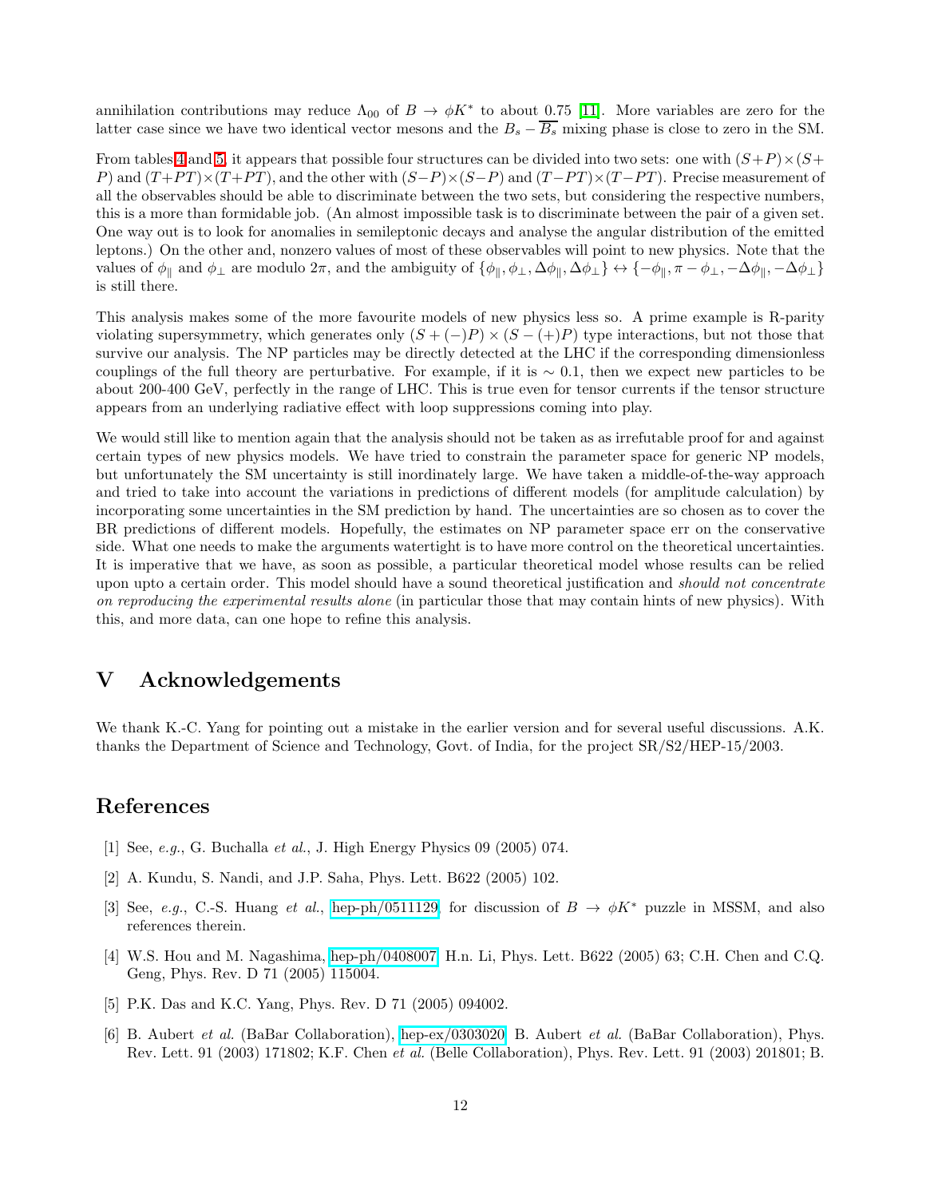annihilation contributions may reduce $\Lambda_{00}$ of $B \to \phi K^*$ to about 0.75 [11]. More variables are zero for the latter case since we have two identical vector mesons and the $B_s - \overline{B_s}$ mixing phase is close to zero in the SM.

From tables 4 and 5, it appears that possible four structures can be divided into two sets: one with $(S+P)\times(S+P)$ and $(T+PT)\times(T+PT)$, and the other with $(S-P)\times(S-P)$ and $(T-PT)\times(T-PT)$. Precise measurement of all the observables should be able to discriminate between the two sets, but considering the respective numbers, this is a more than formidable job. (An almost impossible task is to discriminate between the pair of a given set. One way out is to look for anomalies in semileptonic decays and analyse the angular distribution of the emitted leptons.) On the other and, nonzero values of most of these observables will point to new physics. Note that the values of $\phi_\parallel$ and $\phi_\perp$ are modulo $2\pi$, and the ambiguity of $\{\phi_\parallel, \phi_\perp, \Delta\phi_\parallel, \Delta\phi_\perp\} \leftrightarrow \{-\phi_\parallel, \pi-\phi_\perp, -\Delta\phi_\parallel, -\Delta\phi_\perp\}$ is still there.

This analysis makes some of the more favourite models of new physics less so. A prime example is R-parity violating supersymmetry, which generates only $(S+(-)P)\times(S-(+)P)$ type interactions, but not those that survive our analysis. The NP particles may be directly detected at the LHC if the corresponding dimensionless couplings of the full theory are perturbative. For example, if it is $\sim 0.1$, then we expect new particles to be about 200-400 GeV, perfectly in the range of LHC. This is true even for tensor currents if the tensor structure appears from an underlying radiative effect with loop suppressions coming into play.

We would still like to mention again that the analysis should not be taken as as irrefutable proof for and against certain types of new physics models. We have tried to constrain the parameter space for generic NP models, but unfortunately the SM uncertainty is still inordinately large. We have taken a middle-of-the-way approach and tried to take into account the variations in predictions of different models (for amplitude calculation) by incorporating some uncertainties in the SM prediction by hand. The uncertainties are so chosen as to cover the BR predictions of different models. Hopefully, the estimates on NP parameter space err on the conservative side. What one needs to make the arguments watertight is to have more control on the theoretical uncertainties. It is imperative that we have, as soon as possible, a particular theoretical model whose results can be relied upon upto a certain order. This model should have a sound theoretical justification and *should not concentrate on reproducing the experimental results alone* (in particular those that may contain hints of new physics). With this, and more data, can one hope to refine this analysis.

# V Acknowledgements

We thank K.-C. Yang for pointing out a mistake in the earlier version and for several useful discussions. A.K. thanks the Department of Science and Technology, Govt. of India, for the project SR/S2/HEP-15/2003.

# References

[1] See, *e.g.*, G. Buchalla *et al.*, J. High Energy Physics 09 (2005) 074.

[2] A. Kundu, S. Nandi, and J.P. Saha, Phys. Lett. B622 (2005) 102.

[3] See, *e.g.*, C.-S. Huang *et al.*, hep-ph/0511129, for discussion of $B \to \phi K^*$ puzzle in MSSM, and also references therein.

[4] W.S. Hou and M. Nagashima, hep-ph/0408007; H.n. Li, Phys. Lett. B622 (2005) 63; C.H. Chen and C.Q. Geng, Phys. Rev. D 71 (2005) 115004.

[5] P.K. Das and K.C. Yang, Phys. Rev. D 71 (2005) 094002.

[6] B. Aubert *et al.* (BaBar Collaboration), hep-ex/0303020; B. Aubert *et al.* (BaBar Collaboration), Phys. Rev. Lett. 91 (2003) 171802; K.F. Chen *et al.* (Belle Collaboration), Phys. Rev. Lett. 91 (2003) 201801; B.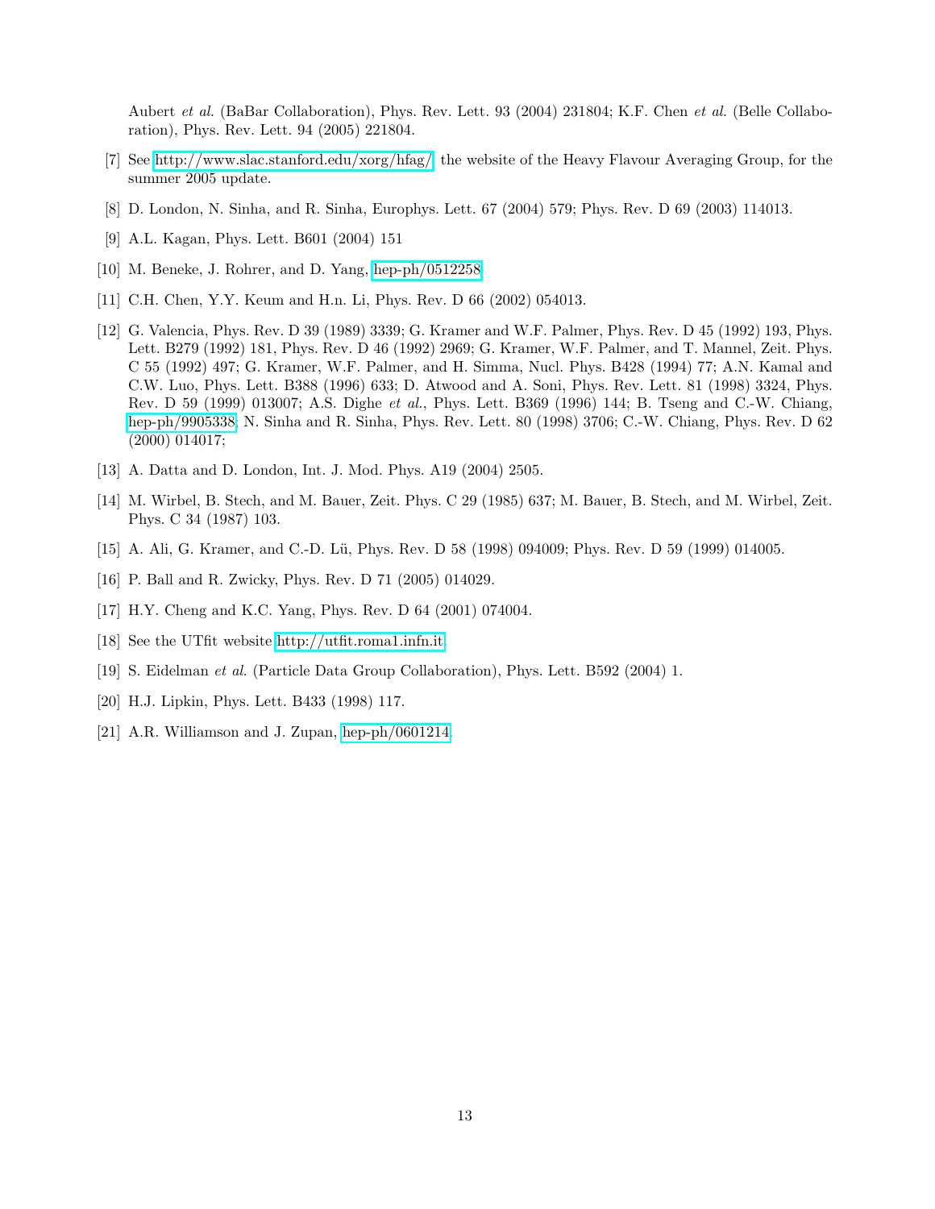Aubert *et al.* (BaBar Collaboration), Phys. Rev. Lett. 93 (2004) 231804; K.F. Chen *et al.* (Belle Collaboration), Phys. Rev. Lett. 94 (2005) 221804.

[7] See http://www.slac.stanford.edu/xorg/hfag/, the website of the Heavy Flavour Averaging Group, for the summer 2005 update.

[8] D. London, N. Sinha, and R. Sinha, Europhys. Lett. 67 (2004) 579; Phys. Rev. D 69 (2003) 114013.

[9] A.L. Kagan, Phys. Lett. B601 (2004) 151

[10] M. Beneke, J. Rohrer, and D. Yang, hep-ph/0512258.

[11] C.H. Chen, Y.Y. Keum and H.n. Li, Phys. Rev. D 66 (2002) 054013.

[12] G. Valencia, Phys. Rev. D 39 (1989) 3339; G. Kramer and W.F. Palmer, Phys. Rev. D 45 (1992) 193, Phys. Lett. B279 (1992) 181, Phys. Rev. D 46 (1992) 2969; G. Kramer, W.F. Palmer, and T. Mannel, Zeit. Phys. C 55 (1992) 497; G. Kramer, W.F. Palmer, and H. Simma, Nucl. Phys. B428 (1994) 77; A.N. Kamal and C.W. Luo, Phys. Lett. B388 (1996) 633; D. Atwood and A. Soni, Phys. Rev. Lett. 81 (1998) 3324, Phys. Rev. D 59 (1999) 013007; A.S. Dighe *et al.*, Phys. Lett. B369 (1996) 144; B. Tseng and C.-W. Chiang, hep-ph/9905338; N. Sinha and R. Sinha, Phys. Rev. Lett. 80 (1998) 3706; C.-W. Chiang, Phys. Rev. D 62 (2000) 014017;

[13] A. Datta and D. London, Int. J. Mod. Phys. A19 (2004) 2505.

[14] M. Wirbel, B. Stech, and M. Bauer, Zeit. Phys. C 29 (1985) 637; M. Bauer, B. Stech, and M. Wirbel, Zeit. Phys. C 34 (1987) 103.

[15] A. Ali, G. Kramer, and C.-D. Lü, Phys. Rev. D 58 (1998) 094009; Phys. Rev. D 59 (1999) 014005.

[16] P. Ball and R. Zwicky, Phys. Rev. D 71 (2005) 014029.

[17] H.Y. Cheng and K.C. Yang, Phys. Rev. D 64 (2001) 074004.

[18] See the UTfit website http://utfit.roma1.infn.it.

[19] S. Eidelman *et al.* (Particle Data Group Collaboration), Phys. Lett. B592 (2004) 1.

[20] H.J. Lipkin, Phys. Lett. B433 (1998) 117.

[21] A.R. Williamson and J. Zupan, hep-ph/0601214.